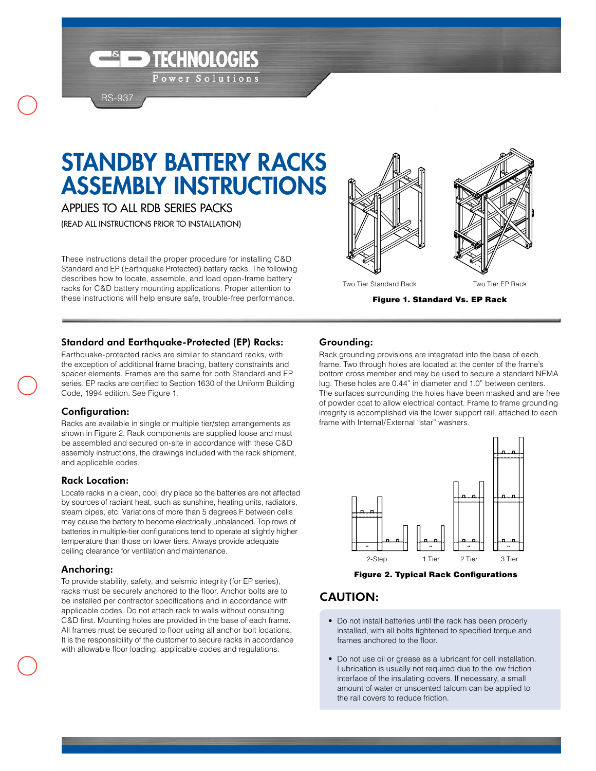RS-937

# STANDBY BATTERY RACKS ASSEMBLY INSTRUCTIONS

APPLIES TO ALL RDB SERIES PACKS

(READ ALL INSTRUCTIONS PRIOR TO INSTALLATION)

These instructions detail the proper procedure for installing C&D Standard and EP (Earthquake Protected) battery racks. The following describes how to locate, assemble, and load open-frame battery racks for C&D battery mounting applications. Proper attention to these instructions will help ensure safe, trouble-free performance.

Two Tier Standard Rack    Two Tier EP Rack

**Figure 1. Standard Vs. EP Rack**

### Standard and Earthquake-Protected (EP) Racks:

Earthquake-protected racks are similar to standard racks, with the exception of additional frame bracing, battery constraints and spacer elements. Frames are the same for both Standard and EP series. EP racks are certified to Section 1630 of the Uniform Building Code, 1994 edition. See Figure 1.

### Configuration:

Racks are available in single or multiple tier/step arrangements as shown in Figure 2. Rack components are supplied loose and must be assembled and secured on-site in accordance with these C&D assembly instructions, the drawings included with the rack shipment, and applicable codes.

### Rack Location:

Locate racks in a clean, cool, dry place so the batteries are not affected by sources of radiant heat, such as sunshine, heating units, radiators, steam pipes, etc. Variations of more than 5 degrees F between cells may cause the battery to become electrically unbalanced. Top rows of batteries in multiple-tier configurations tend to operate at slightly higher temperature than those on lower tiers. Always provide adequate ceiling clearance for ventilation and maintenance.

### Anchoring:

To provide stability, safety, and seismic integrity (for EP series), racks must be securely anchored to the floor. Anchor bolts are to be installed per contractor specifications and in accordance with applicable codes. Do not attach rack to walls without consulting C&D first. Mounting holes are provided in the base of each frame. All frames must be secured to floor using all anchor bolt locations. It is the responsibility of the customer to secure racks in accordance with allowable floor loading, applicable codes and regulations.

### Grounding:

Rack grounding provisions are integrated into the base of each frame. Two through holes are located at the center of the frame's bottom cross member and may be used to secure a standard NEMA lug. These holes are 0.44" in diameter and 1.0" between centers. The surfaces surrounding the holes have been masked and are free of powder coat to allow electrical contact. Frame to frame grounding integrity is accomplished via the lower support rail, attached to each frame with Internal/External "star" washers.

2-Step    1 Tier    2 Tier    3 Tier

**Figure 2. Typical Rack Configurations**

## CAUTION:

- Do not install batteries until the rack has been properly installed, with all bolts tightened to specified torque and frames anchored to the floor.
- Do not use oil or grease as a lubricant for cell installation. Lubrication is usually not required due to the low friction interface of the insulating covers. If necessary, a small amount of water or unscented talcum can be applied to the rail covers to reduce friction.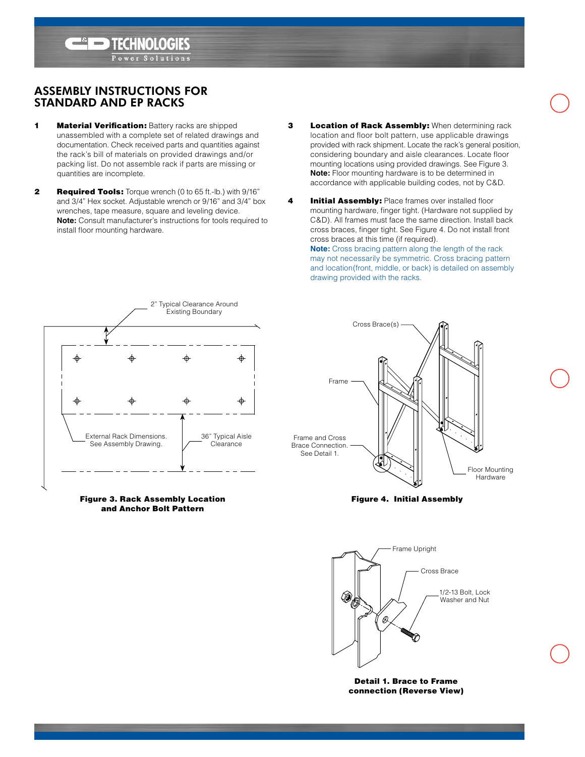# ASSEMBLY INSTRUCTIONS FOR STANDARD AND EP RACKS

**1 Material Verification:** Battery racks are shipped unassembled with a complete set of related drawings and documentation. Check received parts and quantities against the rack's bill of materials on provided drawings and/or packing list. Do not assemble rack if parts are missing or quantities are incomplete.

**2 Required Tools:** Torque wrench (0 to 65 ft.-lb.) with 9/16" and 3/4" Hex socket. Adjustable wrench or 9/16" and 3/4" box wrenches, tape measure, square and leveling device. **Note:** Consult manufacturer's instructions for tools required to install floor mounting hardware.

**3 Location of Rack Assembly:** When determining rack location and floor bolt pattern, use applicable drawings provided with rack shipment. Locate the rack's general position, considering boundary and aisle clearances. Locate floor mounting locations using provided drawings. See Figure 3. **Note:** Floor mounting hardware is to be determined in accordance with applicable building codes, not by C&D.

**4 Initial Assembly:** Place frames over installed floor mounting hardware, finger tight. (Hardware not supplied by C&D). All frames must face the same direction. Install back cross braces, finger tight. See Figure 4. Do not install front cross braces at this time (if required).
**Note:** Cross bracing pattern along the length of the rack may not necessarily be symmetric. Cross bracing pattern and location(front, middle, or back) is detailed on assembly drawing provided with the racks.

2" Typical Clearance Around Existing Boundary

External Rack Dimensions. See Assembly Drawing.

36" Typical Aisle Clearance

**Figure 3. Rack Assembly Location and Anchor Bolt Pattern**

Cross Brace(s)

Frame

Frame and Cross Brace Connection. See Detail 1.

Floor Mounting Hardware

**Figure 4. Initial Assembly**

Frame Upright

Cross Brace

1/2-13 Bolt, Lock Washer and Nut

**Detail 1. Brace to Frame connection (Reverse View)**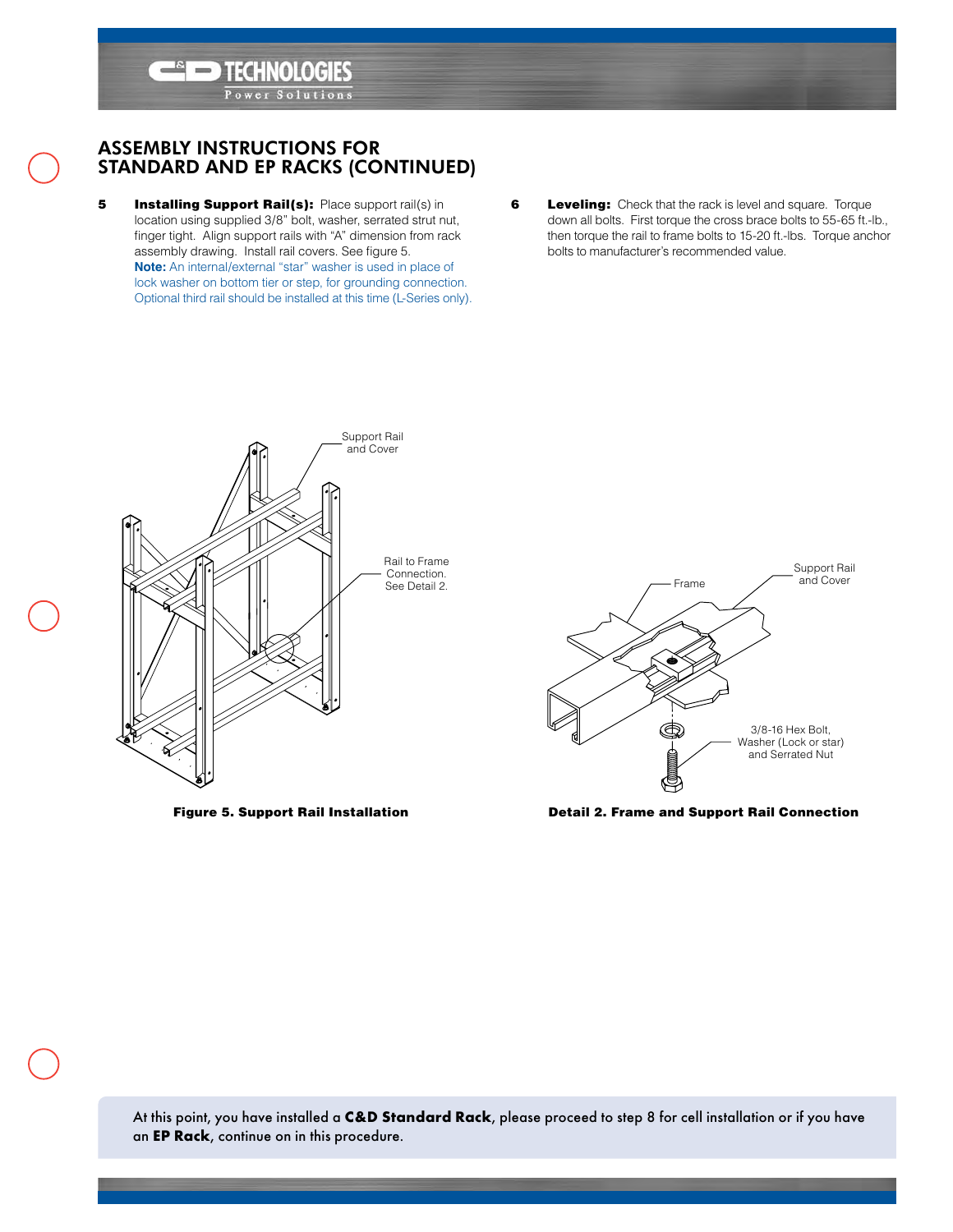## ASSEMBLY INSTRUCTIONS FOR STANDARD AND EP RACKS (CONTINUED)

**5 Installing Support Rail(s):** Place support rail(s) in location using supplied 3/8" bolt, washer, serrated strut nut, finger tight. Align support rails with "A" dimension from rack assembly drawing. Install rail covers. See figure 5.
**Note:** An internal/external "star" washer is used in place of lock washer on bottom tier or step, for grounding connection. Optional third rail should be installed at this time (L-Series only).

**6 Leveling:** Check that the rack is level and square. Torque down all bolts. First torque the cross brace bolts to 55-65 ft.-lb., then torque the rail to frame bolts to 15-20 ft.-lbs. Torque anchor bolts to manufacturer's recommended value.

Support Rail and Cover

Rail to Frame Connection. See Detail 2.

**Figure 5. Support Rail Installation**

Frame

Support Rail and Cover

3/8-16 Hex Bolt, Washer (Lock or star) and Serrated Nut

**Detail 2. Frame and Support Rail Connection**

At this point, you have installed a **C&D Standard Rack**, please proceed to step 8 for cell installation or if you have an **EP Rack**, continue on in this procedure.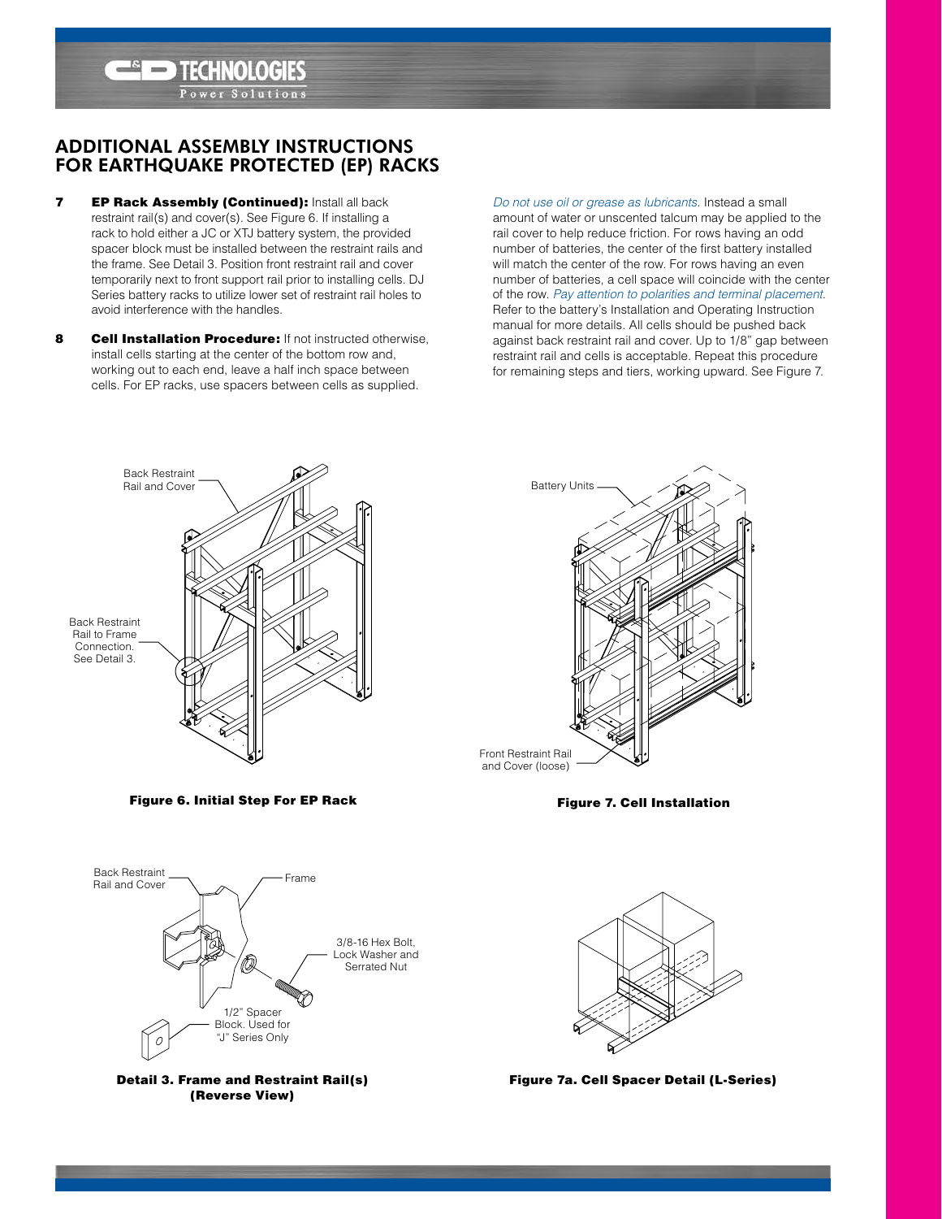## ADDITIONAL ASSEMBLY INSTRUCTIONS FOR EARTHQUAKE PROTECTED (EP) RACKS

**7 EP Rack Assembly (Continued):** Install all back restraint rail(s) and cover(s). See Figure 6. If installing a rack to hold either a JC or XTJ battery system, the provided spacer block must be installed between the restraint rails and the frame. See Detail 3. Position front restraint rail and cover temporarily next to front support rail prior to installing cells. DJ Series battery racks to utilize lower set of restraint rail holes to avoid interference with the handles.

**8 Cell Installation Procedure:** If not instructed otherwise, install cells starting at the center of the bottom row and, working out to each end, leave a half inch space between cells. For EP racks, use spacers between cells as supplied. *Do not use oil or grease as lubricants.* Instead a small amount of water or unscented talcum may be applied to the rail cover to help reduce friction. For rows having an odd number of batteries, the center of the first battery installed will match the center of the row. For rows having an even number of batteries, a cell space will coincide with the center of the row. *Pay attention to polarities and terminal placement.* Refer to the battery's Installation and Operating Instruction manual for more details. All cells should be pushed back against back restraint rail and cover. Up to 1/8" gap between restraint rail and cells is acceptable. Repeat this procedure for remaining steps and tiers, working upward. See Figure 7.

Back Restraint Rail and Cover

Back Restraint Rail to Frame Connection. See Detail 3.

**Figure 6. Initial Step For EP Rack**

Battery Units

Front Restraint Rail and Cover (loose)

**Figure 7. Cell Installation**

Back Restraint Rail and Cover

Frame

3/8-16 Hex Bolt, Lock Washer and Serrated Nut

1/2" Spacer Block. Used for "J" Series Only

**Detail 3. Frame and Restraint Rail(s) (Reverse View)**

**Figure 7a. Cell Spacer Detail (L-Series)**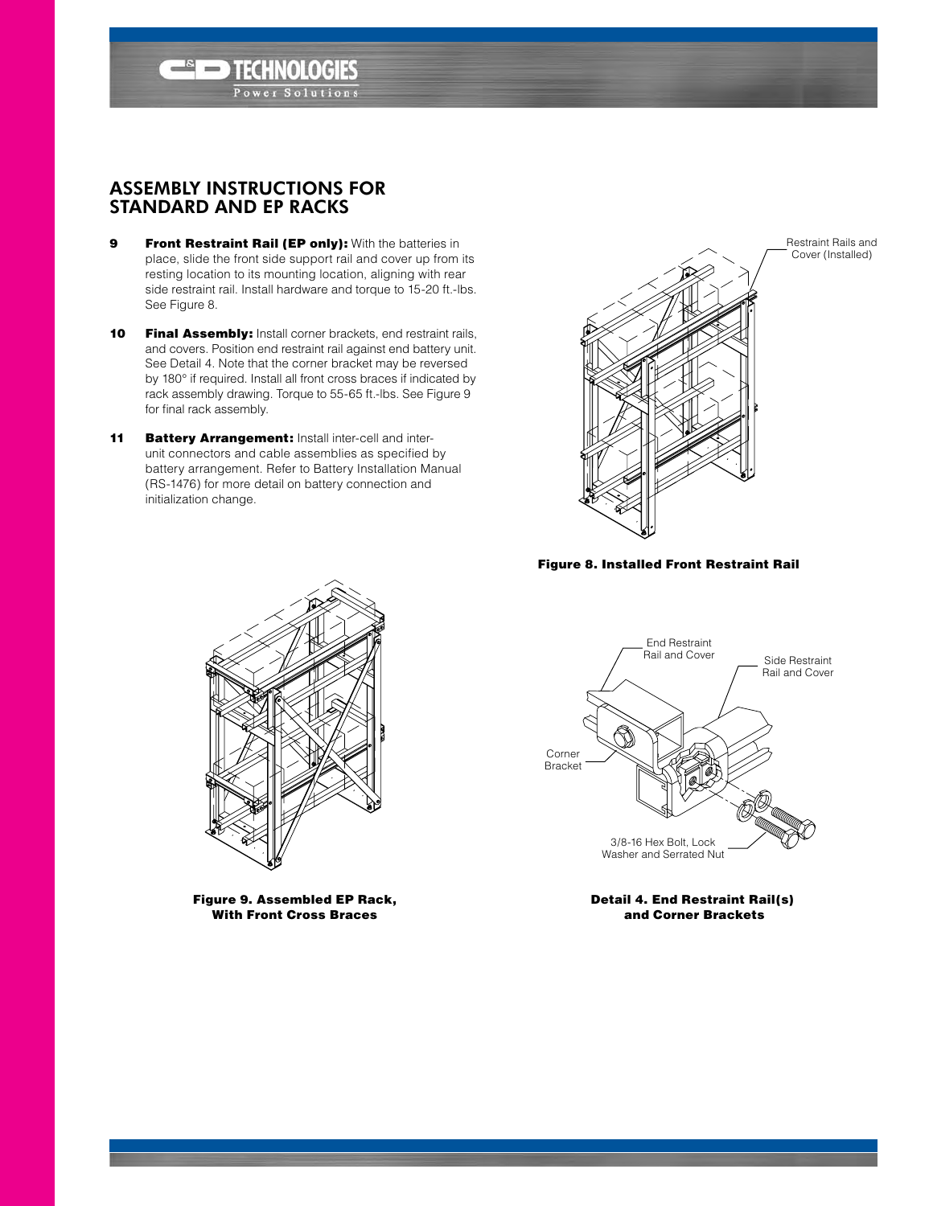## ASSEMBLY INSTRUCTIONS FOR STANDARD AND EP RACKS

**9** **Front Restraint Rail (EP only):** With the batteries in place, slide the front side support rail and cover up from its resting location to its mounting location, aligning with rear side restraint rail. Install hardware and torque to 15-20 ft.-lbs. See Figure 8.

**10** **Final Assembly:** Install corner brackets, end restraint rails, and covers. Position end restraint rail against end battery unit. See Detail 4. Note that the corner bracket may be reversed by 180° if required. Install all front cross braces if indicated by rack assembly drawing. Torque to 55-65 ft.-lbs. See Figure 9 for final rack assembly.

**11** **Battery Arrangement:** Install inter-cell and inter-unit connectors and cable assemblies as specified by battery arrangement. Refer to Battery Installation Manual (RS-1476) for more detail on battery connection and initialization change.

Restraint Rails and Cover (Installed)

**Figure 8. Installed Front Restraint Rail**

**Figure 9. Assembled EP Rack, With Front Cross Braces**

End Restraint Rail and Cover

Side Restraint Rail and Cover

Corner Bracket

3/8-16 Hex Bolt, Lock Washer and Serrated Nut

**Detail 4. End Restraint Rail(s) and Corner Brackets**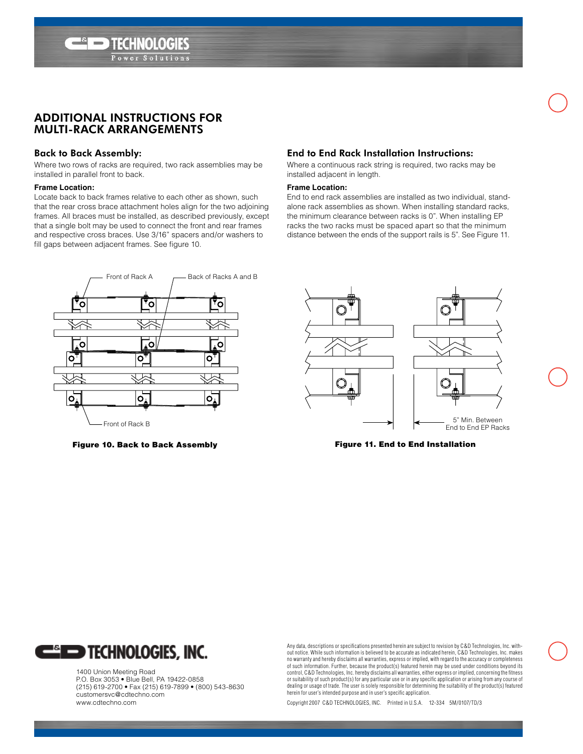# ADDITIONAL INSTRUCTIONS FOR MULTI-RACK ARRANGEMENTS

## Back to Back Assembly:

Where two rows of racks are required, two rack assemblies may be installed in parallel front to back.

**Frame Location:**

Locate back to back frames relative to each other as shown, such that the rear cross brace attachment holes align for the two adjoining frames. All braces must be installed, as described previously, except that a single bolt may be used to connect the front and rear frames and respective cross braces. Use 3/16" spacers and/or washers to fill gaps between adjacent frames. See figure 10.

## End to End Rack Installation Instructions:

Where a continuous rack string is required, two racks may be installed adjacent in length.

**Frame Location:**

End to end rack assemblies are installed as two individual, stand-alone rack assemblies as shown. When installing standard racks, the minimum clearance between racks is 0". When installing EP racks the two racks must be spaced apart so that the minimum distance between the ends of the support rails is 5". See Figure 11.

Front of Rack A

Back of Racks A and B

Front of Rack B

**Figure 10. Back to Back Assembly**

5" Min. Between
End to End EP Racks

**Figure 11. End to End Installation**

**C&D TECHNOLOGIES, INC.**

1400 Union Meeting Road
P.O. Box 3053 • Blue Bell, PA 19422-0858
(215) 619-2700 • Fax (215) 619-7899 • (800) 543-8630
customersvc@cdtechno.com
www.cdtechno.com

Any data, descriptions or specifications presented herein are subject to revision by C&D Technologies, Inc. without notice. While such information is believed to be accurate as indicated herein, C&D Technologies, Inc. makes no warranty and hereby disclaims all warranties, express or implied, with regard to the accuracy or completeness of such information. Further, because the product(s) featured herein may be used under conditions beyond its control, C&D Technologies, Inc. hereby disclaims all warranties, either express or implied, concerning the fitness or suitability of such product(s) for any particular use or in any specific application or arising from any course of dealing or usage of trade. The user is solely responsible for determining the suitability of the product(s) featured herein for user's intended purpose and in user's specific application.

Copyright 2007 C&D TECHNOLOGIES, INC. Printed in U.S.A. 12-334 5M/0107/TD/3